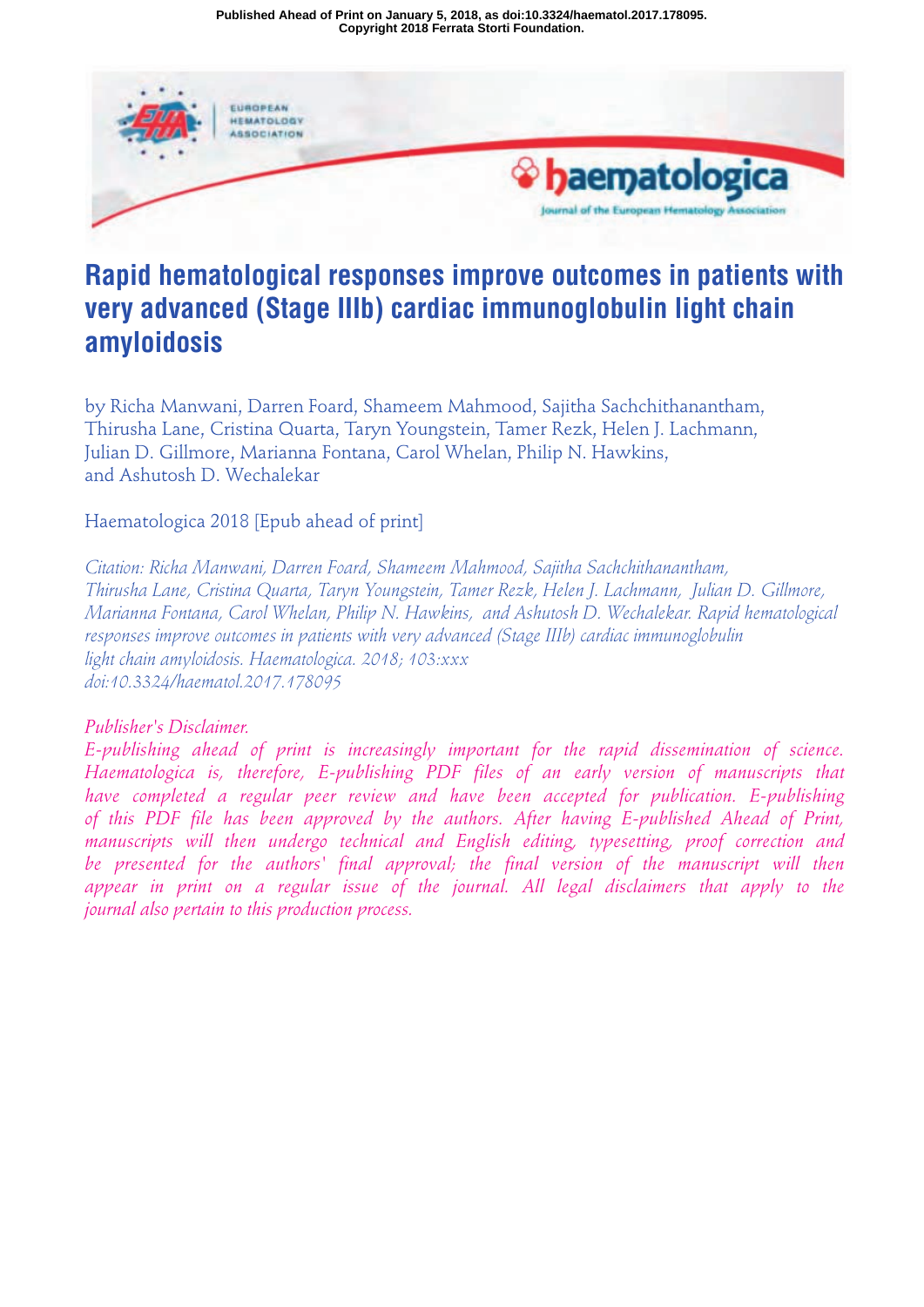Published Ahead of Print on January 5, 2018, as doi:10.3324/haematol.2017.178095.
Copyright 2018 Ferrata Storti Foundation.

# Rapid hematological responses improve outcomes in patients with very advanced (Stage IIIb) cardiac immunoglobulin light chain amyloidosis

by Richa Manwani, Darren Foard, Shameem Mahmood, Sajitha Sachchithanantham, Thirusha Lane, Cristina Quarta, Taryn Youngstein, Tamer Rezk, Helen J. Lachmann, Julian D. Gillmore, Marianna Fontana, Carol Whelan, Philip N. Hawkins, and Ashutosh D. Wechalekar

Haematologica 2018 [Epub ahead of print]

*Citation: Richa Manwani, Darren Foard, Shameem Mahmood, Sajitha Sachchithanantham, Thirusha Lane, Cristina Quarta, Taryn Youngstein, Tamer Rezk, Helen J. Lachmann, Julian D. Gillmore, Marianna Fontana, Carol Whelan, Philip N. Hawkins, and Ashutosh D. Wechalekar. Rapid hematological responses improve outcomes in patients with very advanced (Stage IIIb) cardiac immunoglobulin light chain amyloidosis. Haematologica. 2018; 103:xxx doi:10.3324/haematol.2017.178095*

*Publisher's Disclaimer.*
*E-publishing ahead of print is increasingly important for the rapid dissemination of science. Haematologica is, therefore, E-publishing PDF files of an early version of manuscripts that have completed a regular peer review and have been accepted for publication. E-publishing of this PDF file has been approved by the authors. After having E-published Ahead of Print, manuscripts will then undergo technical and English editing, typesetting, proof correction and be presented for the authors' final approval; the final version of the manuscript will then appear in print on a regular issue of the journal. All legal disclaimers that apply to the journal also pertain to this production process.*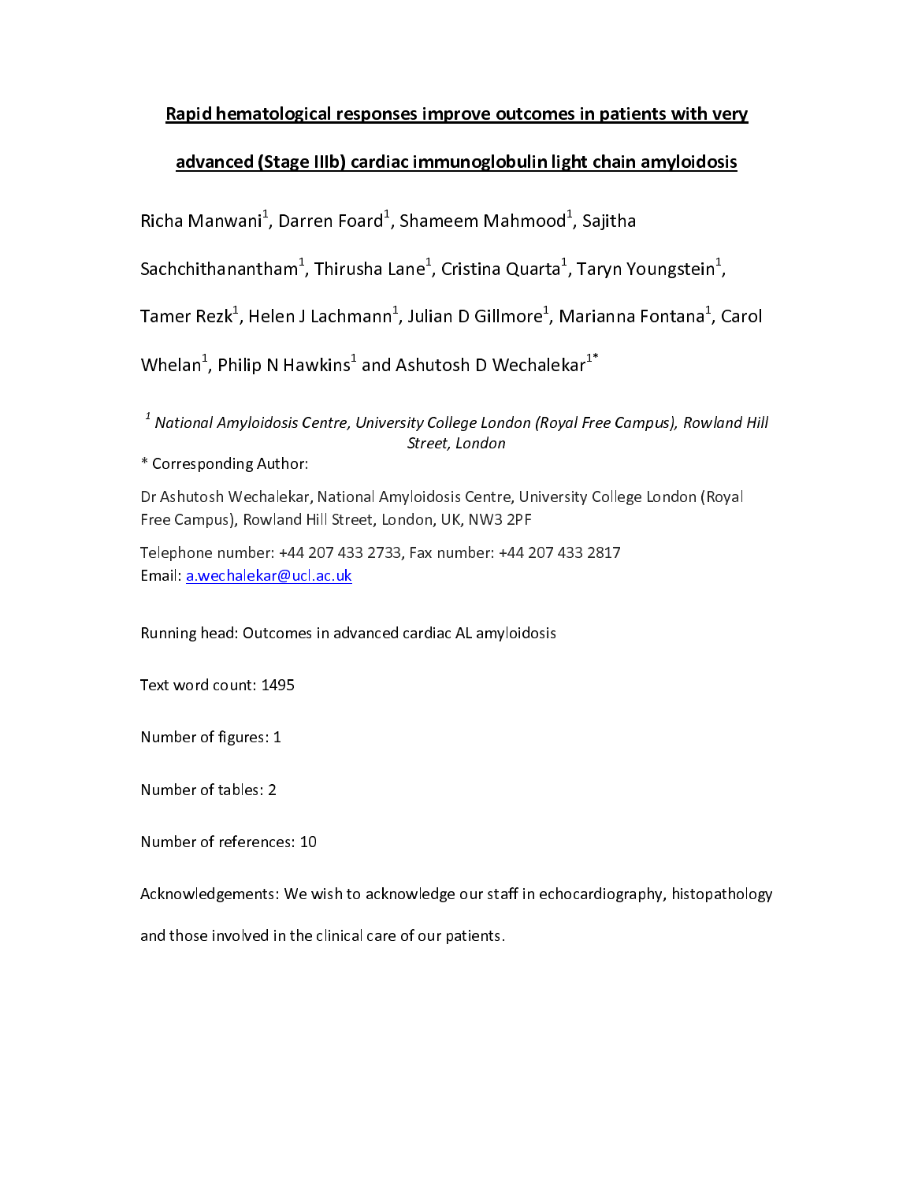# Rapid hematological responses improve outcomes in patients with very advanced (Stage IIIb) cardiac immunoglobulin light chain amyloidosis

Richa Manwani[1], Darren Foard[1], Shameem Mahmood[1], Sajitha Sachchithanantham[1], Thirusha Lane[1], Cristina Quarta[1], Taryn Youngstein[1], Tamer Rezk[1], Helen J Lachmann[1], Julian D Gillmore[1], Marianna Fontana[1], Carol Whelan[1], Philip N Hawkins[1] and Ashutosh D Wechalekar[1*]

[1] *National Amyloidosis Centre, University College London (Royal Free Campus), Rowland Hill Street, London*

* Corresponding Author:

Dr Ashutosh Wechalekar, National Amyloidosis Centre, University College London (Royal Free Campus), Rowland Hill Street, London, UK, NW3 2PF

Telephone number: +44 207 433 2733, Fax number: +44 207 433 2817
Email: a.wechalekar@ucl.ac.uk

Running head: Outcomes in advanced cardiac AL amyloidosis

Text word count: 1495

Number of figures: 1

Number of tables: 2

Number of references: 10

Acknowledgements: We wish to acknowledge our staff in echocardiography, histopathology and those involved in the clinical care of our patients.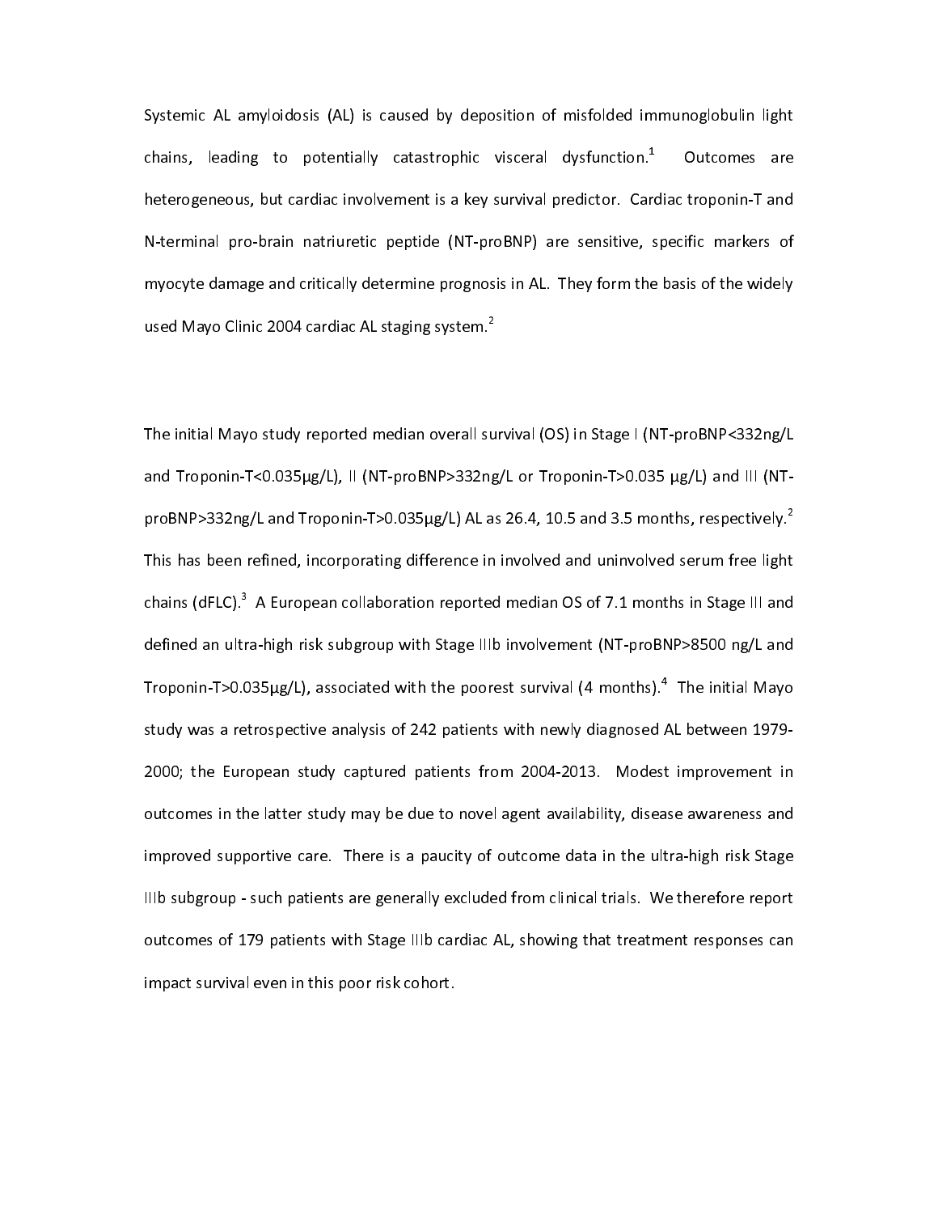Systemic AL amyloidosis (AL) is caused by deposition of misfolded immunoglobulin light chains, leading to potentially catastrophic visceral dysfunction.[1] Outcomes are heterogeneous, but cardiac involvement is a key survival predictor. Cardiac troponin-T and N-terminal pro-brain natriuretic peptide (NT-proBNP) are sensitive, specific markers of myocyte damage and critically determine prognosis in AL. They form the basis of the widely used Mayo Clinic 2004 cardiac AL staging system.[2]

The initial Mayo study reported median overall survival (OS) in Stage I (NT-proBNP<332ng/L and Troponin-T<0.035μg/L), II (NT-proBNP>332ng/L or Troponin-T>0.035 μg/L) and III (NT-proBNP>332ng/L and Troponin-T>0.035μg/L) AL as 26.4, 10.5 and 3.5 months, respectively.[2] This has been refined, incorporating difference in involved and uninvolved serum free light chains (dFLC).[3] A European collaboration reported median OS of 7.1 months in Stage III and defined an ultra-high risk subgroup with Stage IIIb involvement (NT-proBNP>8500 ng/L and Troponin-T>0.035μg/L), associated with the poorest survival (4 months).[4] The initial Mayo study was a retrospective analysis of 242 patients with newly diagnosed AL between 1979-2000; the European study captured patients from 2004-2013. Modest improvement in outcomes in the latter study may be due to novel agent availability, disease awareness and improved supportive care. There is a paucity of outcome data in the ultra-high risk Stage IIIb subgroup - such patients are generally excluded from clinical trials. We therefore report outcomes of 179 patients with Stage IIIb cardiac AL, showing that treatment responses can impact survival even in this poor risk cohort.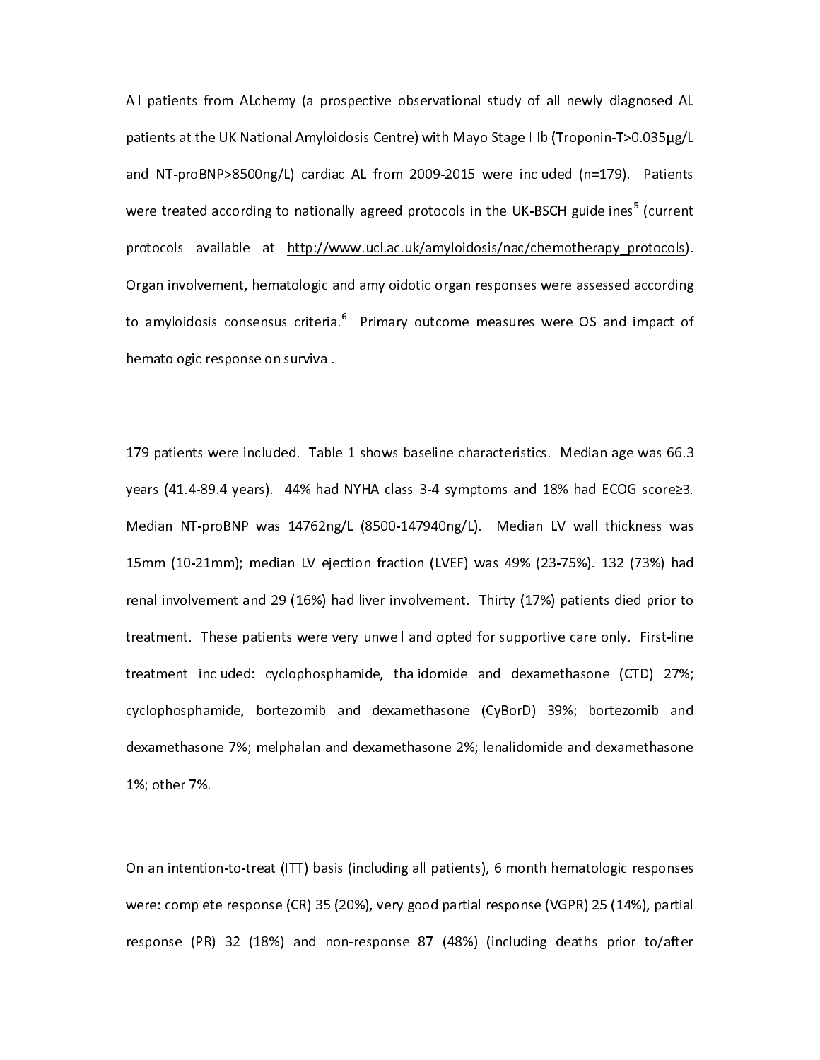All patients from ALchemy (a prospective observational study of all newly diagnosed AL patients at the UK National Amyloidosis Centre) with Mayo Stage IIIb (Troponin-T>0.035μg/L and NT-proBNP>8500ng/L) cardiac AL from 2009-2015 were included (n=179). Patients were treated according to nationally agreed protocols in the UK-BSCH guidelines[5] (current protocols available at http://www.ucl.ac.uk/amyloidosis/nac/chemotherapy_protocols). Organ involvement, hematologic and amyloidotic organ responses were assessed according to amyloidosis consensus criteria.[6] Primary outcome measures were OS and impact of hematologic response on survival.

179 patients were included. Table 1 shows baseline characteristics. Median age was 66.3 years (41.4-89.4 years). 44% had NYHA class 3-4 symptoms and 18% had ECOG score≥3. Median NT-proBNP was 14762ng/L (8500-147940ng/L). Median LV wall thickness was 15mm (10-21mm); median LV ejection fraction (LVEF) was 49% (23-75%). 132 (73%) had renal involvement and 29 (16%) had liver involvement. Thirty (17%) patients died prior to treatment. These patients were very unwell and opted for supportive care only. First-line treatment included: cyclophosphamide, thalidomide and dexamethasone (CTD) 27%; cyclophosphamide, bortezomib and dexamethasone (CyBorD) 39%; bortezomib and dexamethasone 7%; melphalan and dexamethasone 2%; lenalidomide and dexamethasone 1%; other 7%.

On an intention-to-treat (ITT) basis (including all patients), 6 month hematologic responses were: complete response (CR) 35 (20%), very good partial response (VGPR) 25 (14%), partial response (PR) 32 (18%) and non-response 87 (48%) (including deaths prior to/after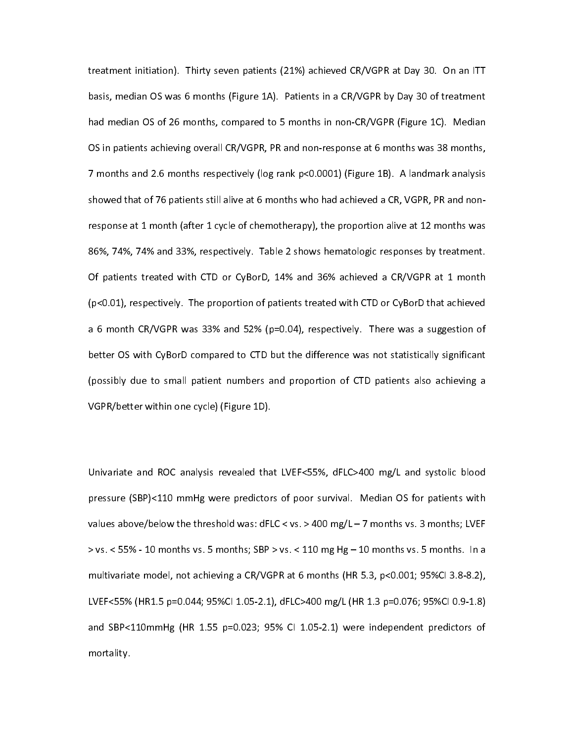treatment initiation). Thirty seven patients (21%) achieved CR/VGPR at Day 30. On an ITT basis, median OS was 6 months (Figure 1A). Patients in a CR/VGPR by Day 30 of treatment had median OS of 26 months, compared to 5 months in non-CR/VGPR (Figure 1C). Median OS in patients achieving overall CR/VGPR, PR and non-response at 6 months was 38 months, 7 months and 2.6 months respectively (log rank $p<0.0001$) (Figure 1B). A landmark analysis showed that of 76 patients still alive at 6 months who had achieved a CR, VGPR, PR and non-response at 1 month (after 1 cycle of chemotherapy), the proportion alive at 12 months was 86%, 74%, 74% and 33%, respectively. Table 2 shows hematologic responses by treatment. Of patients treated with CTD or CyBorD, 14% and 36% achieved a CR/VGPR at 1 month ($p<0.01$), respectively. The proportion of patients treated with CTD or CyBorD that achieved a 6 month CR/VGPR was 33% and 52% ($p=0.04$), respectively. There was a suggestion of better OS with CyBorD compared to CTD but the difference was not statistically significant (possibly due to small patient numbers and proportion of CTD patients also achieving a VGPR/better within one cycle) (Figure 1D).

Univariate and ROC analysis revealed that LVEF<55%, dFLC>400 mg/L and systolic blood pressure (SBP)<110 mmHg were predictors of poor survival. Median OS for patients with values above/below the threshold was: dFLC < vs. > 400 mg/L – 7 months vs. 3 months; LVEF > vs. < 55% - 10 months vs. 5 months; SBP > vs. < 110 mg Hg – 10 months vs. 5 months. In a multivariate model, not achieving a CR/VGPR at 6 months (HR 5.3, $p<0.001$; 95%CI 3.8-8.2), LVEF<55% (HR1.5 $p=0.044$; 95%CI 1.05-2.1), dFLC>400 mg/L (HR 1.3 $p=0.076$; 95%CI 0.9-1.8) and SBP<110mmHg (HR 1.55 $p=0.023$; 95% CI 1.05-2.1) were independent predictors of mortality.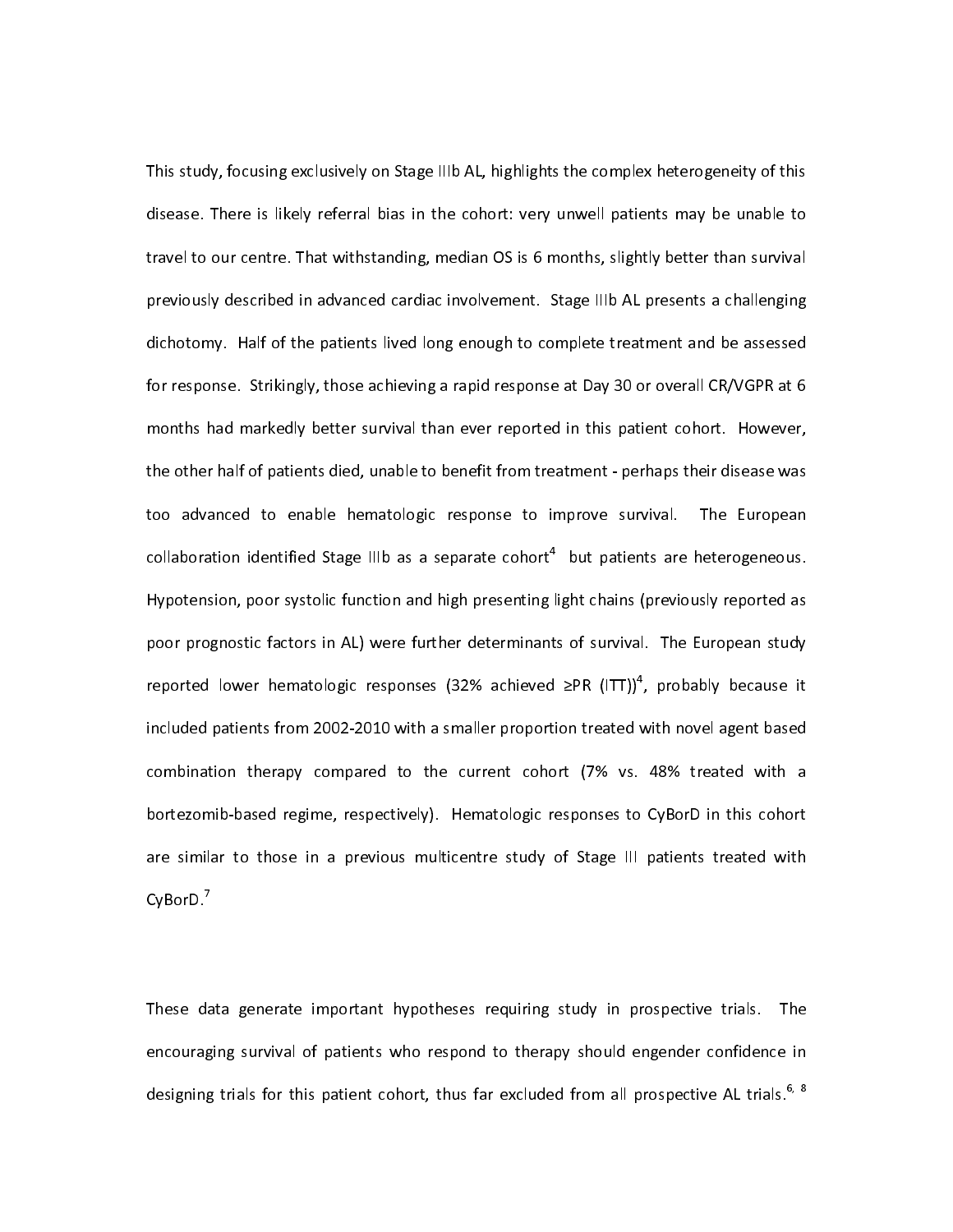This study, focusing exclusively on Stage IIIb AL, highlights the complex heterogeneity of this disease. There is likely referral bias in the cohort: very unwell patients may be unable to travel to our centre. That withstanding, median OS is 6 months, slightly better than survival previously described in advanced cardiac involvement. Stage IIIb AL presents a challenging dichotomy. Half of the patients lived long enough to complete treatment and be assessed for response. Strikingly, those achieving a rapid response at Day 30 or overall CR/VGPR at 6 months had markedly better survival than ever reported in this patient cohort. However, the other half of patients died, unable to benefit from treatment - perhaps their disease was too advanced to enable hematologic response to improve survival. The European collaboration identified Stage IIIb as a separate cohort[4] but patients are heterogeneous. Hypotension, poor systolic function and high presenting light chains (previously reported as poor prognostic factors in AL) were further determinants of survival. The European study reported lower hematologic responses (32% achieved ≥PR (ITT))[4], probably because it included patients from 2002-2010 with a smaller proportion treated with novel agent based combination therapy compared to the current cohort (7% vs. 48% treated with a bortezomib-based regime, respectively). Hematologic responses to CyBorD in this cohort are similar to those in a previous multicentre study of Stage III patients treated with CyBorD.[7]

These data generate important hypotheses requiring study in prospective trials. The encouraging survival of patients who respond to therapy should engender confidence in designing trials for this patient cohort, thus far excluded from all prospective AL trials.[6, 8]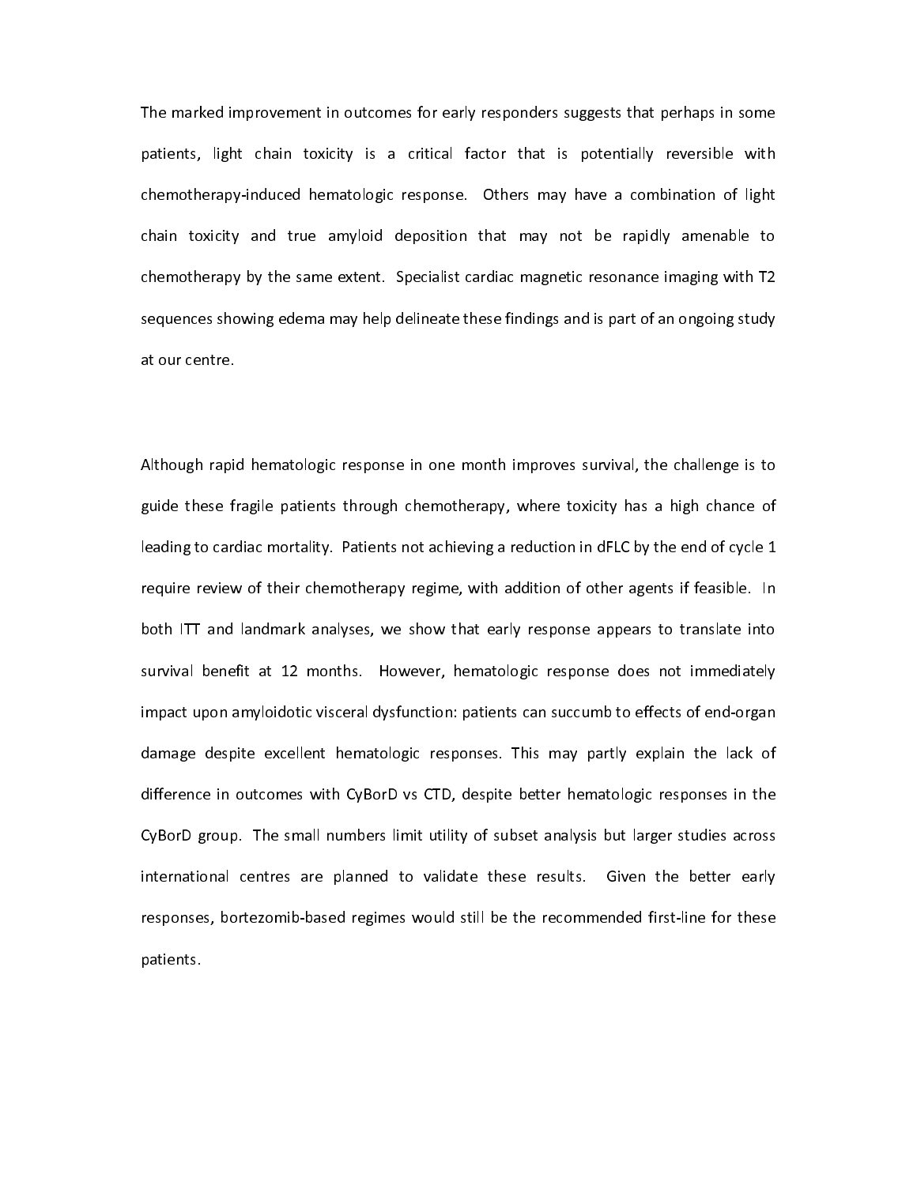The marked improvement in outcomes for early responders suggests that perhaps in some patients, light chain toxicity is a critical factor that is potentially reversible with chemotherapy-induced hematologic response. Others may have a combination of light chain toxicity and true amyloid deposition that may not be rapidly amenable to chemotherapy by the same extent. Specialist cardiac magnetic resonance imaging with T2 sequences showing edema may help delineate these findings and is part of an ongoing study at our centre.

Although rapid hematologic response in one month improves survival, the challenge is to guide these fragile patients through chemotherapy, where toxicity has a high chance of leading to cardiac mortality. Patients not achieving a reduction in dFLC by the end of cycle 1 require review of their chemotherapy regime, with addition of other agents if feasible. In both ITT and landmark analyses, we show that early response appears to translate into survival benefit at 12 months. However, hematologic response does not immediately impact upon amyloidotic visceral dysfunction: patients can succumb to effects of end-organ damage despite excellent hematologic responses. This may partly explain the lack of difference in outcomes with CyBorD vs CTD, despite better hematologic responses in the CyBorD group. The small numbers limit utility of subset analysis but larger studies across international centres are planned to validate these results. Given the better early responses, bortezomib-based regimes would still be the recommended first-line for these patients.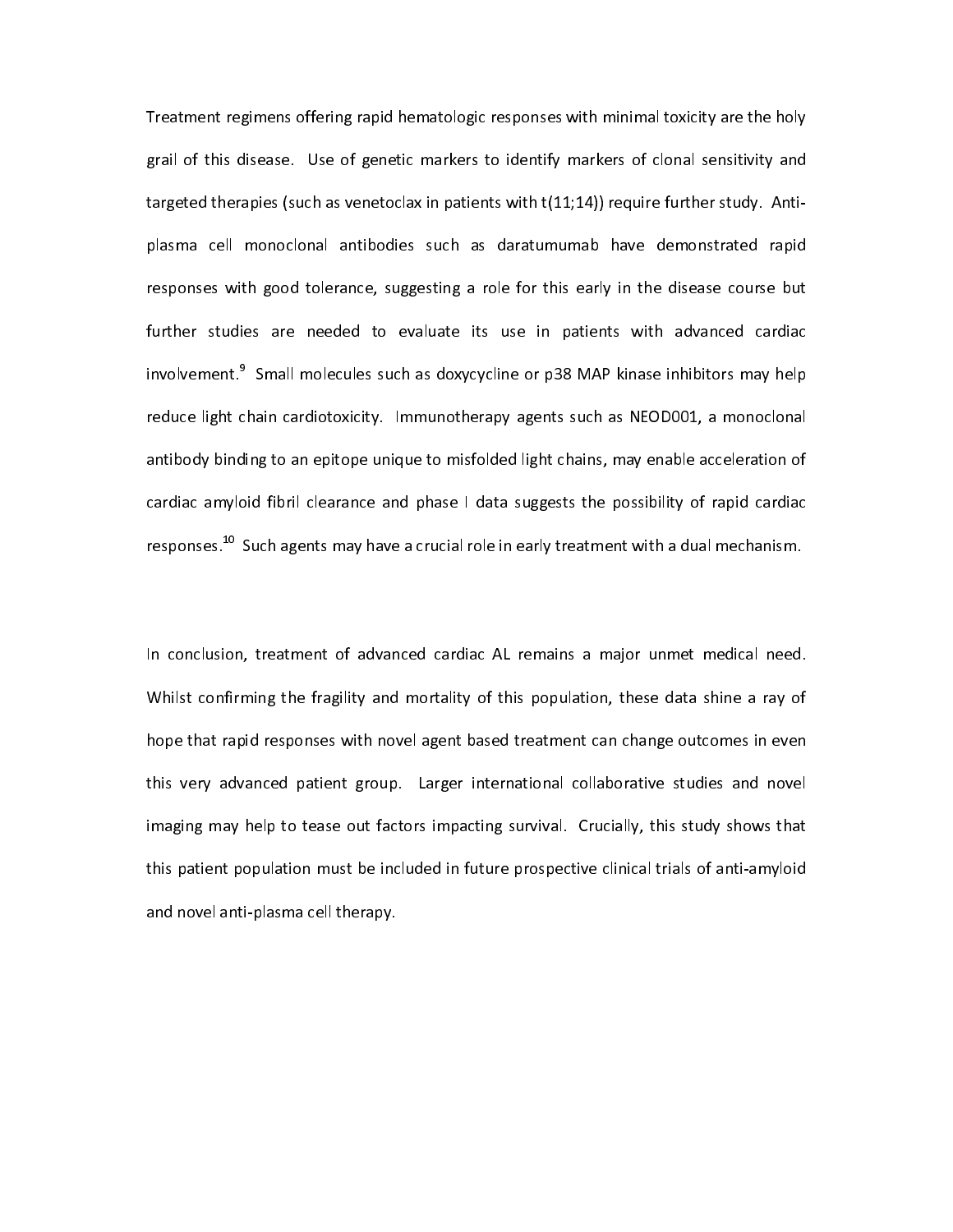Treatment regimens offering rapid hematologic responses with minimal toxicity are the holy grail of this disease. Use of genetic markers to identify markers of clonal sensitivity and targeted therapies (such as venetoclax in patients with t(11;14)) require further study. Anti-plasma cell monoclonal antibodies such as daratumumab have demonstrated rapid responses with good tolerance, suggesting a role for this early in the disease course but further studies are needed to evaluate its use in patients with advanced cardiac involvement.[9] Small molecules such as doxycycline or p38 MAP kinase inhibitors may help reduce light chain cardiotoxicity. Immunotherapy agents such as NEOD001, a monoclonal antibody binding to an epitope unique to misfolded light chains, may enable acceleration of cardiac amyloid fibril clearance and phase I data suggests the possibility of rapid cardiac responses.[10] Such agents may have a crucial role in early treatment with a dual mechanism.

In conclusion, treatment of advanced cardiac AL remains a major unmet medical need. Whilst confirming the fragility and mortality of this population, these data shine a ray of hope that rapid responses with novel agent based treatment can change outcomes in even this very advanced patient group. Larger international collaborative studies and novel imaging may help to tease out factors impacting survival. Crucially, this study shows that this patient population must be included in future prospective clinical trials of anti-amyloid and novel anti-plasma cell therapy.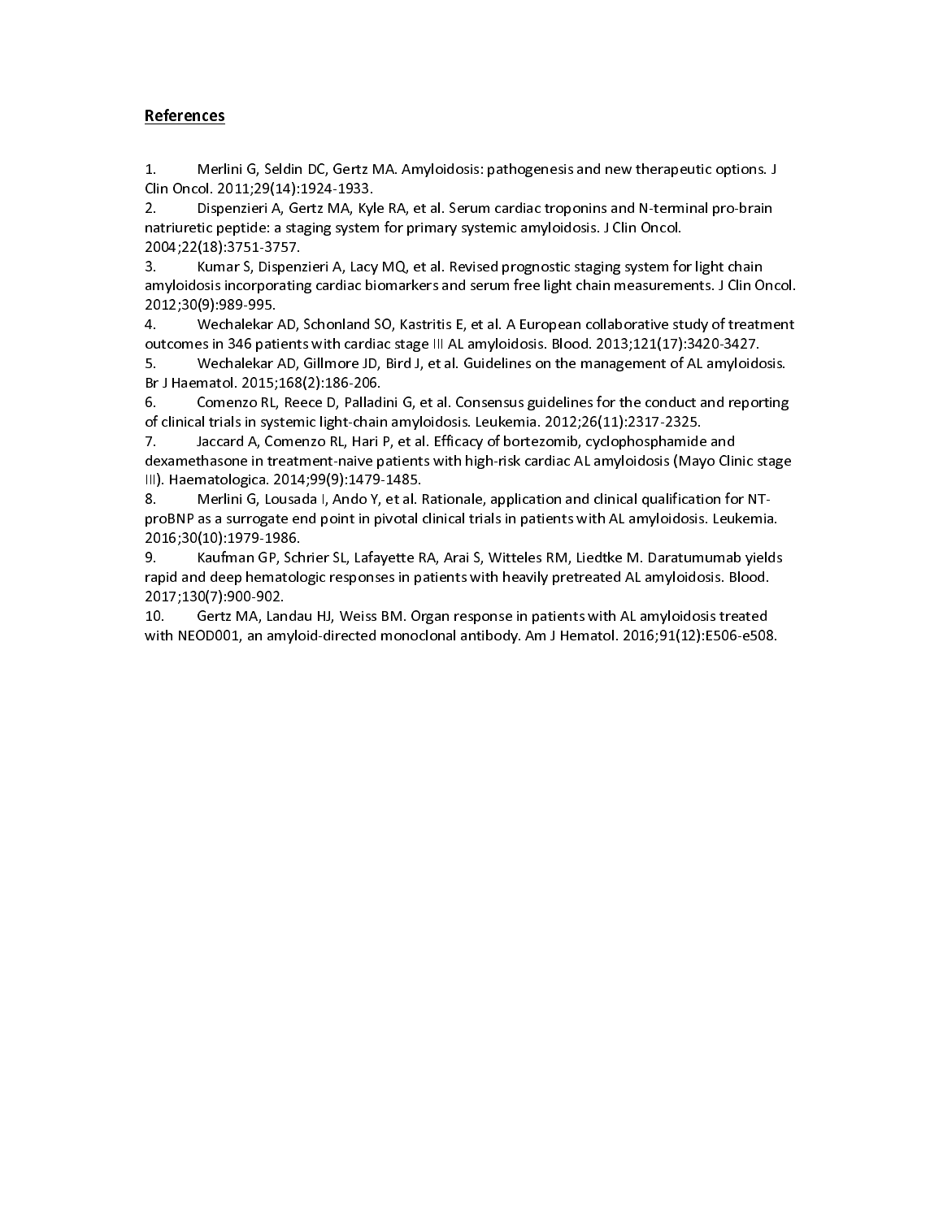## References

1. Merlini G, Seldin DC, Gertz MA. Amyloidosis: pathogenesis and new therapeutic options. J Clin Oncol. 2011;29(14):1924-1933.
2. Dispenzieri A, Gertz MA, Kyle RA, et al. Serum cardiac troponins and N-terminal pro-brain natriuretic peptide: a staging system for primary systemic amyloidosis. J Clin Oncol. 2004;22(18):3751-3757.
3. Kumar S, Dispenzieri A, Lacy MQ, et al. Revised prognostic staging system for light chain amyloidosis incorporating cardiac biomarkers and serum free light chain measurements. J Clin Oncol. 2012;30(9):989-995.
4. Wechalekar AD, Schonland SO, Kastritis E, et al. A European collaborative study of treatment outcomes in 346 patients with cardiac stage III AL amyloidosis. Blood. 2013;121(17):3420-3427.
5. Wechalekar AD, Gillmore JD, Bird J, et al. Guidelines on the management of AL amyloidosis. Br J Haematol. 2015;168(2):186-206.
6. Comenzo RL, Reece D, Palladini G, et al. Consensus guidelines for the conduct and reporting of clinical trials in systemic light-chain amyloidosis. Leukemia. 2012;26(11):2317-2325.
7. Jaccard A, Comenzo RL, Hari P, et al. Efficacy of bortezomib, cyclophosphamide and dexamethasone in treatment-naive patients with high-risk cardiac AL amyloidosis (Mayo Clinic stage III). Haematologica. 2014;99(9):1479-1485.
8. Merlini G, Lousada I, Ando Y, et al. Rationale, application and clinical qualification for NT-proBNP as a surrogate end point in pivotal clinical trials in patients with AL amyloidosis. Leukemia. 2016;30(10):1979-1986.
9. Kaufman GP, Schrier SL, Lafayette RA, Arai S, Witteles RM, Liedtke M. Daratumumab yields rapid and deep hematologic responses in patients with heavily pretreated AL amyloidosis. Blood. 2017;130(7):900-902.
10. Gertz MA, Landau HJ, Weiss BM. Organ response in patients with AL amyloidosis treated with NEOD001, an amyloid-directed monoclonal antibody. Am J Hematol. 2016;91(12):E506-e508.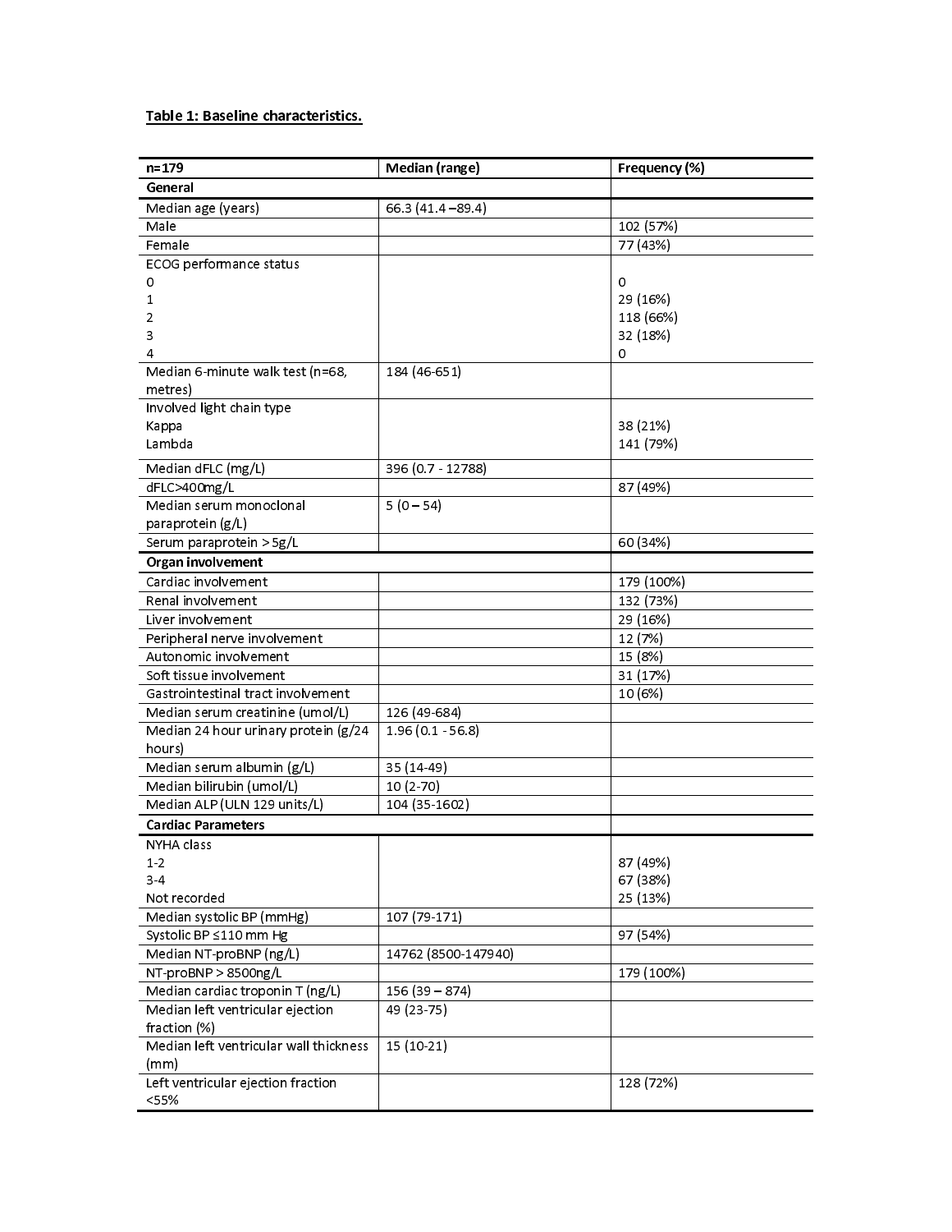**Table 1: Baseline characteristics.**

| n=179 | Median (range) | Frequency (%) |
|---|---|---|
| **General** | | |
| Median age (years) | 66.3 (41.4 –89.4) | |
| Male | | 102 (57%) |
| Female | | 77 (43%) |
| ECOG performance status<br>0<br>1<br>2<br>3<br>4 | | <br>0<br>29 (16%)<br>118 (66%)<br>32 (18%)<br>0 |
| Median 6-minute walk test (n=68, metres) | 184 (46-651) | |
| Involved light chain type<br>Kappa<br>Lambda | | <br>38 (21%)<br>141 (79%) |
| Median dFLC (mg/L) | 396 (0.7 - 12788) | |
| dFLC>400mg/L | | 87 (49%) |
| Median serum monoclonal paraprotein (g/L) | 5 (0 – 54) | |
| Serum paraprotein > 5g/L | | 60 (34%) |
| **Organ involvement** | | |
| Cardiac involvement | | 179 (100%) |
| Renal involvement | | 132 (73%) |
| Liver involvement | | 29 (16%) |
| Peripheral nerve involvement | | 12 (7%) |
| Autonomic involvement | | 15 (8%) |
| Soft tissue involvement | | 31 (17%) |
| Gastrointestinal tract involvement | | 10 (6%) |
| Median serum creatinine (umol/L) | 126 (49-684) | |
| Median 24 hour urinary protein (g/24 hours) | 1.96 (0.1 - 56.8) | |
| Median serum albumin (g/L) | 35 (14-49) | |
| Median bilirubin (umol/L) | 10 (2-70) | |
| Median ALP (ULN 129 units/L) | 104 (35-1602) | |
| **Cardiac Parameters** | | |
| NYHA class<br>1-2<br>3-4<br>Not recorded | | <br>87 (49%)<br>67 (38%)<br>25 (13%) |
| Median systolic BP (mmHg) | 107 (79-171) | |
| Systolic BP ≤110 mm Hg | | 97 (54%) |
| Median NT-proBNP (ng/L) | 14762 (8500-147940) | |
| NT-proBNP > 8500ng/L | | 179 (100%) |
| Median cardiac troponin T (ng/L) | 156 (39 – 874) | |
| Median left ventricular ejection fraction (%) | 49 (23-75) | |
| Median left ventricular wall thickness (mm) | 15 (10-21) | |
| Left ventricular ejection fraction <55% | | 128 (72%) |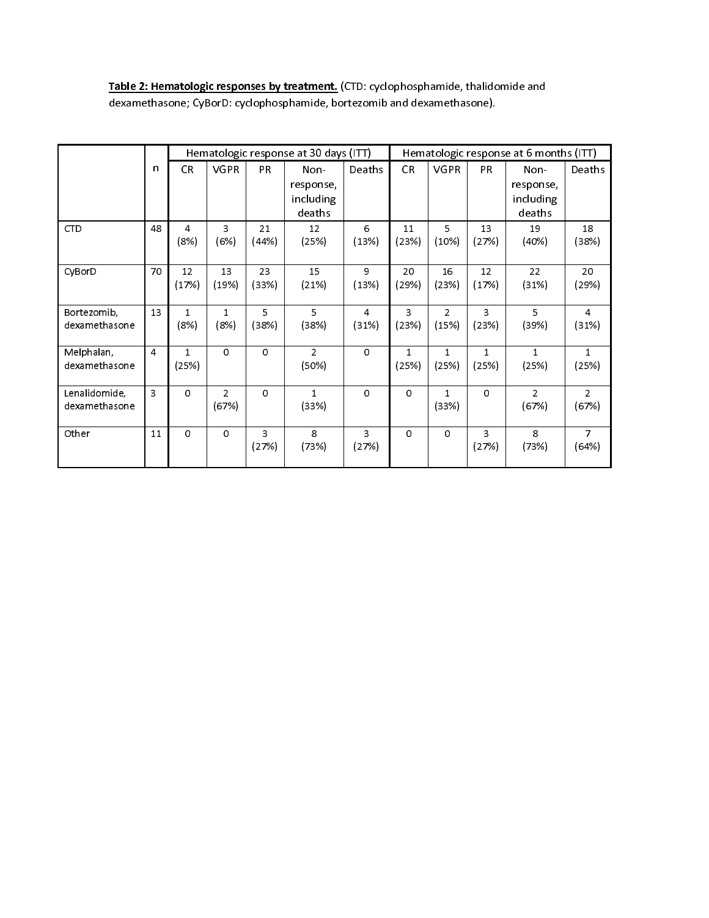**Table 2: Hematologic responses by treatment.** (CTD: cyclophosphamide, thalidomide and dexamethasone; CyBorD: cyclophosphamide, bortezomib and dexamethasone).

| | n | Hematologic response at 30 days (ITT) | | | | | Hematologic response at 6 months (ITT) | | | | |
|---|---|---|---|---|---|---|---|---|---|---|---|
| | | CR | VGPR | PR | Non-response, including deaths | Deaths | CR | VGPR | PR | Non-response, including deaths | Deaths |
| CTD | 48 | 4 (8%) | 3 (6%) | 21 (44%) | 12 (25%) | 6 (13%) | 11 (23%) | 5 (10%) | 13 (27%) | 19 (40%) | 18 (38%) |
| CyBorD | 70 | 12 (17%) | 13 (19%) | 23 (33%) | 15 (21%) | 9 (13%) | 20 (29%) | 16 (23%) | 12 (17%) | 22 (31%) | 20 (29%) |
| Bortezomib, dexamethasone | 13 | 1 (8%) | 1 (8%) | 5 (38%) | 5 (38%) | 4 (31%) | 3 (23%) | 2 (15%) | 3 (23%) | 5 (39%) | 4 (31%) |
| Melphalan, dexamethasone | 4 | 1 (25%) | 0 | 0 | 2 (50%) | 0 | 1 (25%) | 1 (25%) | 1 (25%) | 1 (25%) | 1 (25%) |
| Lenalidomide, dexamethasone | 3 | 0 | 2 (67%) | 0 | 1 (33%) | 0 | 0 | 1 (33%) | 0 | 2 (67%) | 2 (67%) |
| Other | 11 | 0 | 0 | 3 (27%) | 8 (73%) | 3 (27%) | 0 | 0 | 3 (27%) | 8 (73%) | 7 (64%) |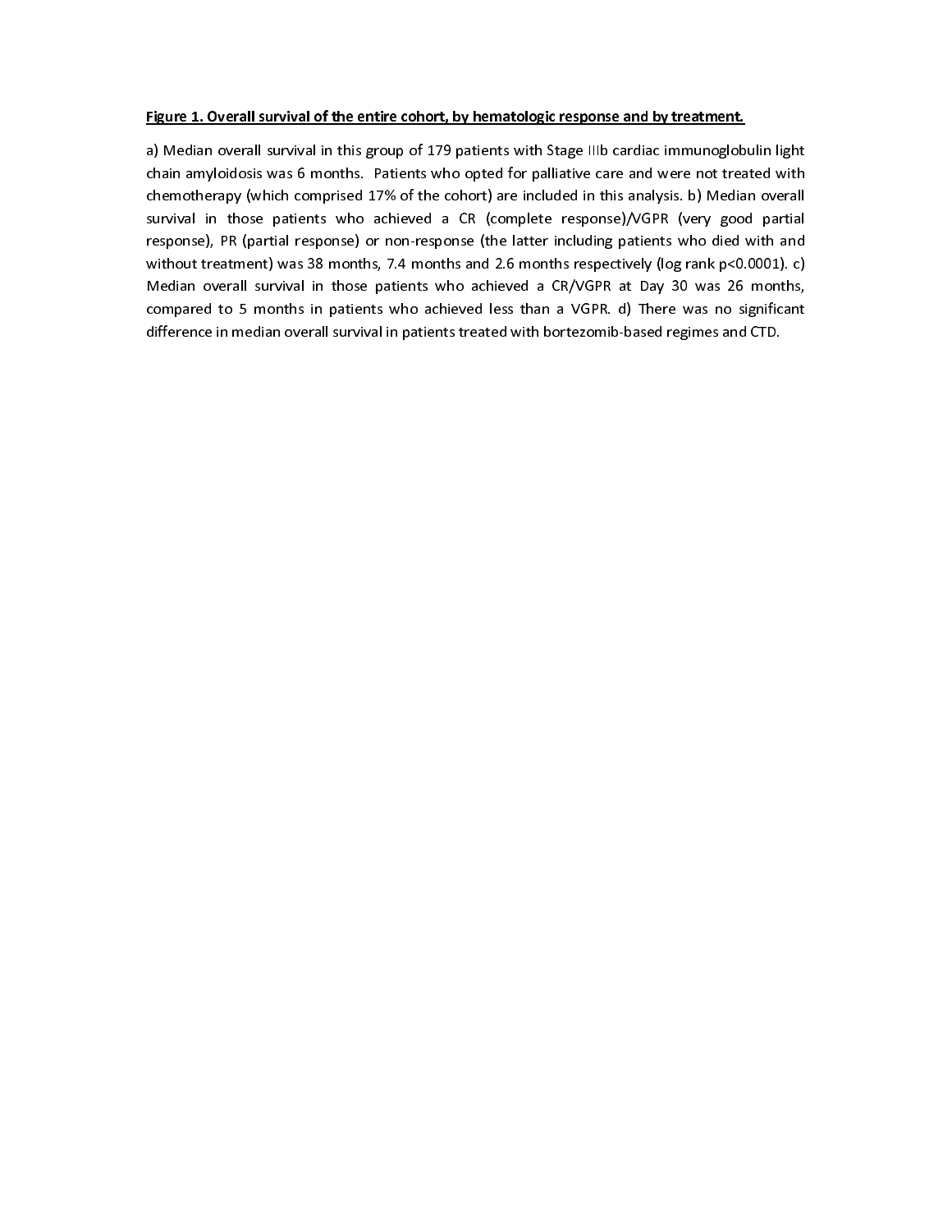**Figure 1. Overall survival of the entire cohort, by hematologic response and by treatment.**

a) Median overall survival in this group of 179 patients with Stage IIIb cardiac immunoglobulin light chain amyloidosis was 6 months. Patients who opted for palliative care and were not treated with chemotherapy (which comprised 17% of the cohort) are included in this analysis. b) Median overall survival in those patients who achieved a CR (complete response)/VGPR (very good partial response), PR (partial response) or non-response (the latter including patients who died with and without treatment) was 38 months, 7.4 months and 2.6 months respectively (log rank $p<0.0001$). c) Median overall survival in those patients who achieved a CR/VGPR at Day 30 was 26 months, compared to 5 months in patients who achieved less than a VGPR. d) There was no significant difference in median overall survival in patients treated with bortezomib-based regimes and CTD.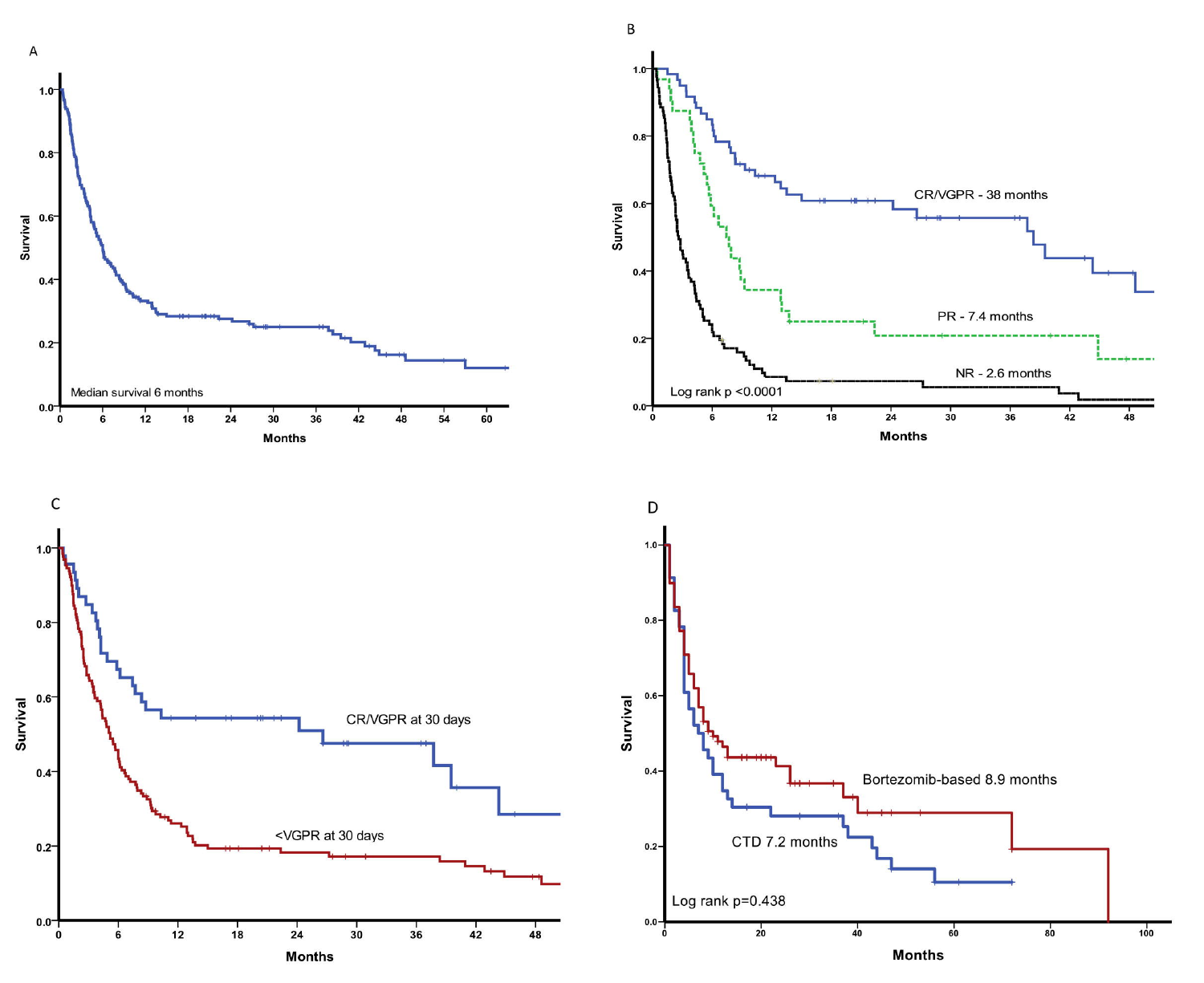A

Survival

1.0
0.8
0.6
0.4
0.2
0.0

0 6 12 18 24 30 36 42 48 54 60

Months

Median survival 6 months

B

Survival

1.0
0.8
0.6
0.4
0.2
0

0 6 12 18 24 30 36 42 48

Months

CR/VGPR - 38 months

PR - 7.4 months

NR - 2.6 months

Log rank p <0.0001

C

Survival

1.0
0.8
0.6
0.4
0.2
0.0

0 6 12 18 24 30 36 42 48

Months

CR/VGPR at 30 days

<VGPR at 30 days

D

Survival

1.0
0.8
0.6
0.4
0.2
0.0

0 20 40 60 80 100

Months

Bortezomib-based 8.9 months

CTD 7.2 months

Log rank p=0.438